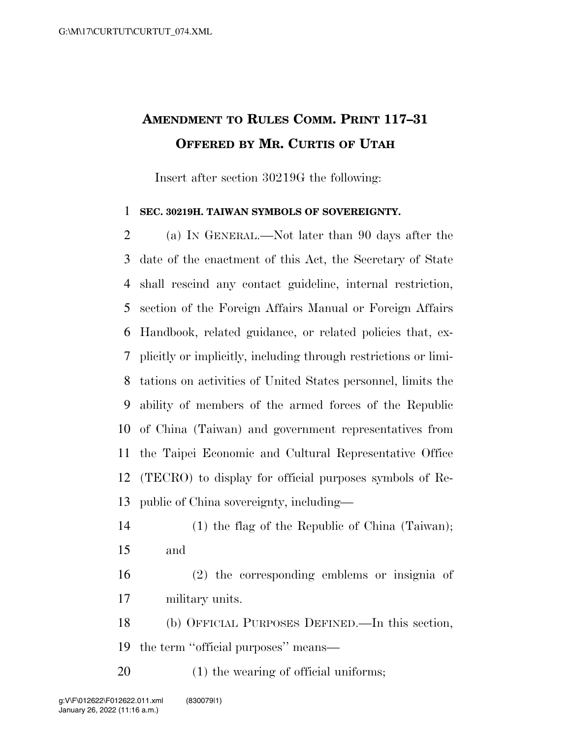# AMENDMENT TO RULES COMM. PRINT 117–31
# OFFERED BY MR. CURTIS OF UTAH

Insert after section 30219G the following:

**SEC. 30219H. TAIWAN SYMBOLS OF SOVEREIGNTY.**

(a) IN GENERAL.—Not later than 90 days after the date of the enactment of this Act, the Secretary of State shall rescind any contact guideline, internal restriction, section of the Foreign Affairs Manual or Foreign Affairs Handbook, related guidance, or related policies that, explicitly or implicitly, including through restrictions or limitations on activities of United States personnel, limits the ability of members of the armed forces of the Republic of China (Taiwan) and government representatives from the Taipei Economic and Cultural Representative Office (TECRO) to display for official purposes symbols of Republic of China sovereignty, including—

(1) the flag of the Republic of China (Taiwan); and

(2) the corresponding emblems or insignia of military units.

(b) OFFICIAL PURPOSES DEFINED.—In this section, the term ''official purposes'' means—

(1) the wearing of official uniforms;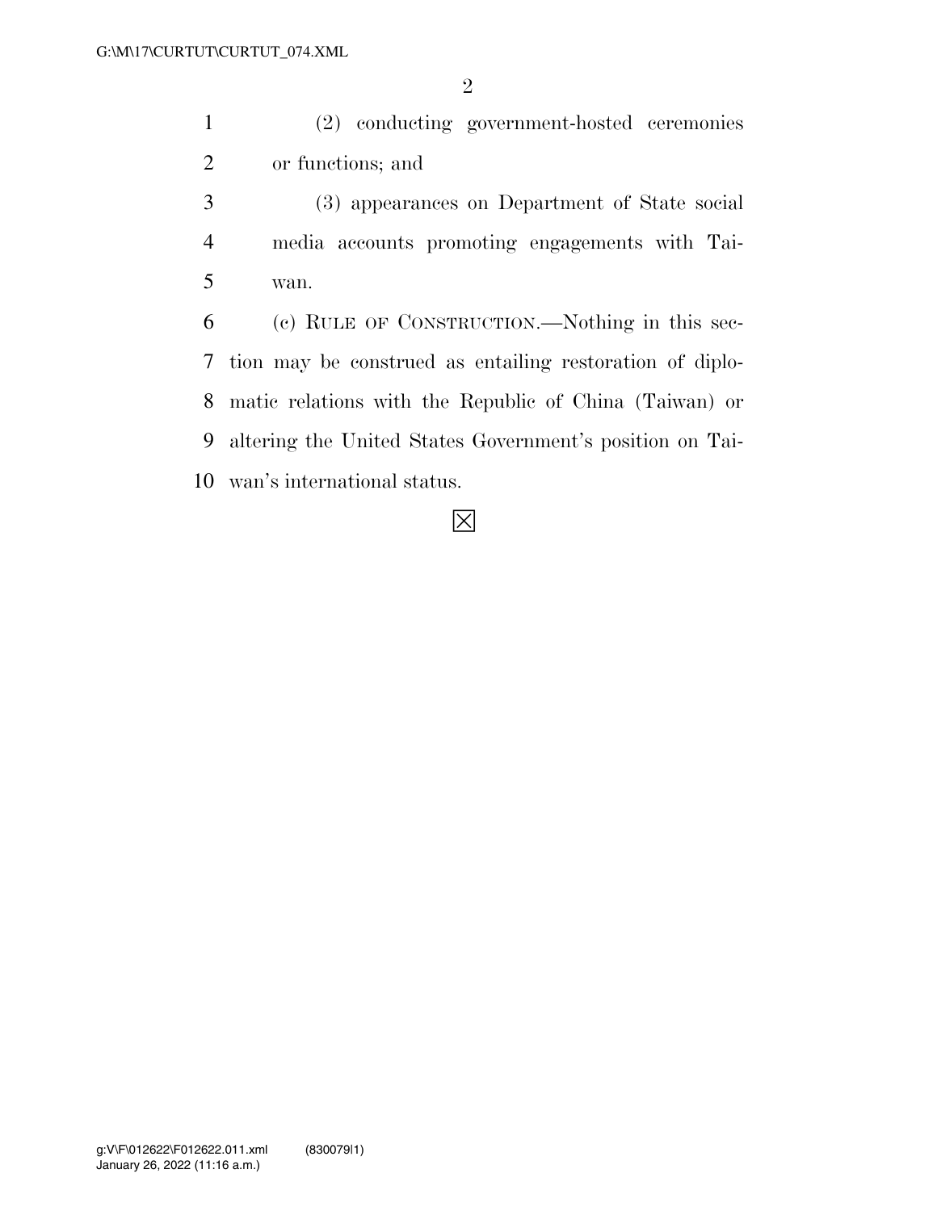(2) conducting government-hosted ceremonies or functions; and

(3) appearances on Department of State social media accounts promoting engagements with Taiwan.

(c) RULE OF CONSTRUCTION.—Nothing in this section may be construed as entailing restoration of diplomatic relations with the Republic of China (Taiwan) or altering the United States Government's position on Taiwan's international status.